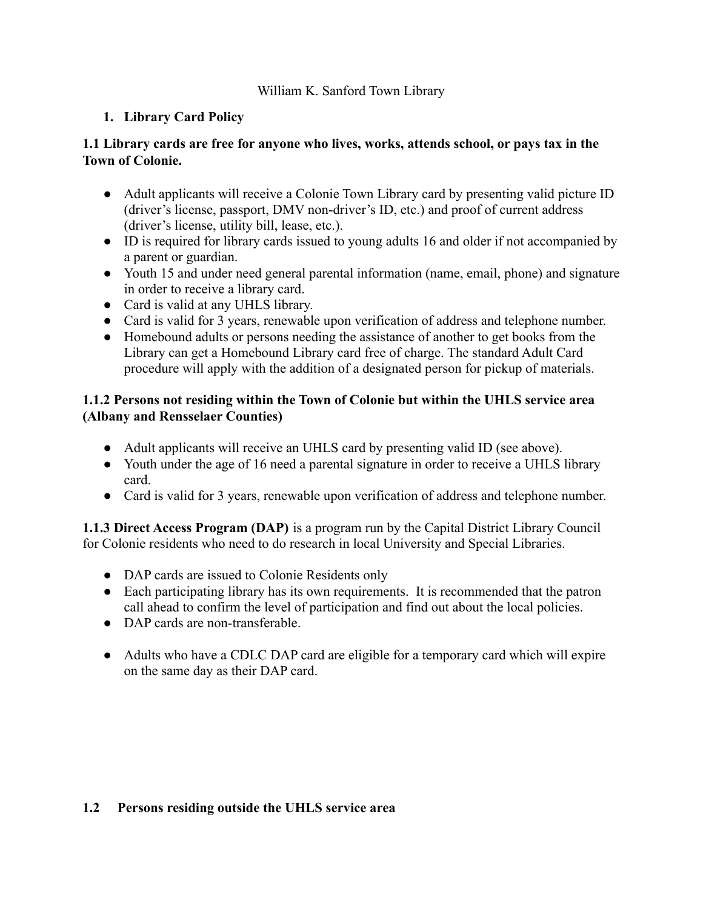William K. Sanford Town Library

1. **Library Card Policy**

### 1.1 Library cards are free for anyone who lives, works, attends school, or pays tax in the Town of Colonie.

- Adult applicants will receive a Colonie Town Library card by presenting valid picture ID (driver's license, passport, DMV non-driver's ID, etc.) and proof of current address (driver's license, utility bill, lease, etc.).
- ID is required for library cards issued to young adults 16 and older if not accompanied by a parent or guardian.
- Youth 15 and under need general parental information (name, email, phone) and signature in order to receive a library card.
- Card is valid at any UHLS library.
- Card is valid for 3 years, renewable upon verification of address and telephone number.
- Homebound adults or persons needing the assistance of another to get books from the Library can get a Homebound Library card free of charge. The standard Adult Card procedure will apply with the addition of a designated person for pickup of materials.

### 1.1.2 Persons not residing within the Town of Colonie but within the UHLS service area (Albany and Rensselaer Counties)

- Adult applicants will receive an UHLS card by presenting valid ID (see above).
- Youth under the age of 16 need a parental signature in order to receive a UHLS library card.
- Card is valid for 3 years, renewable upon verification of address and telephone number.

**1.1.3 Direct Access Program (DAP)** is a program run by the Capital District Library Council for Colonie residents who need to do research in local University and Special Libraries.

- DAP cards are issued to Colonie Residents only
- Each participating library has its own requirements. It is recommended that the patron call ahead to confirm the level of participation and find out about the local policies.
- DAP cards are non-transferable.
- Adults who have a CDLC DAP card are eligible for a temporary card which will expire on the same day as their DAP card.

### 1.2 Persons residing outside the UHLS service area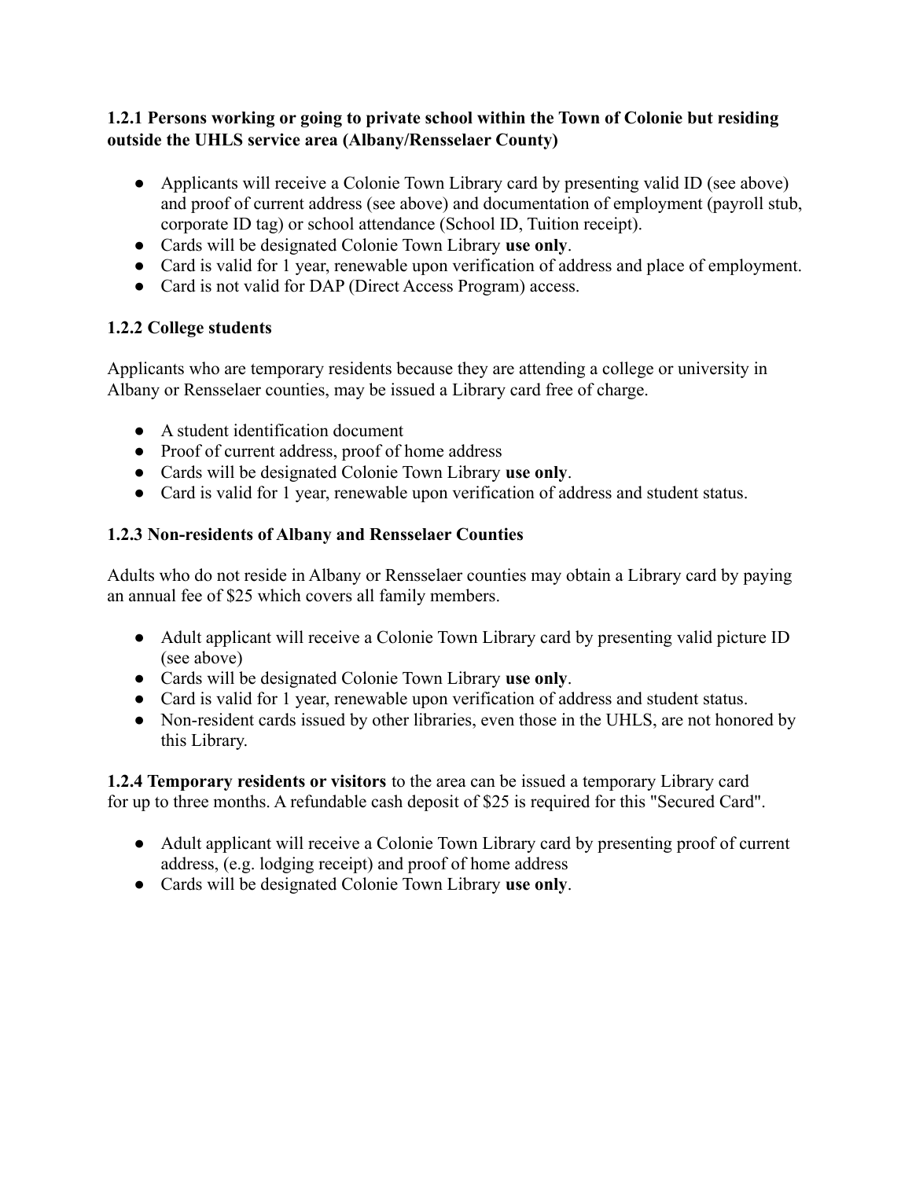**1.2.1 Persons working or going to private school within the Town of Colonie but residing outside the UHLS service area (Albany/Rensselaer County)**

- Applicants will receive a Colonie Town Library card by presenting valid ID (see above) and proof of current address (see above) and documentation of employment (payroll stub, corporate ID tag) or school attendance (School ID, Tuition receipt).
- Cards will be designated Colonie Town Library **use only**.
- Card is valid for 1 year, renewable upon verification of address and place of employment.
- Card is not valid for DAP (Direct Access Program) access.

**1.2.2 College students**

Applicants who are temporary residents because they are attending a college or university in Albany or Rensselaer counties, may be issued a Library card free of charge.

- A student identification document
- Proof of current address, proof of home address
- Cards will be designated Colonie Town Library **use only**.
- Card is valid for 1 year, renewable upon verification of address and student status.

**1.2.3 Non-residents of Albany and Rensselaer Counties**

Adults who do not reside in Albany or Rensselaer counties may obtain a Library card by paying an annual fee of $25 which covers all family members.

- Adult applicant will receive a Colonie Town Library card by presenting valid picture ID (see above)
- Cards will be designated Colonie Town Library **use only**.
- Card is valid for 1 year, renewable upon verification of address and student status.
- Non-resident cards issued by other libraries, even those in the UHLS, are not honored by this Library.

**1.2.4 Temporary residents or visitors** to the area can be issued a temporary Library card for up to three months. A refundable cash deposit of $25 is required for this "Secured Card".

- Adult applicant will receive a Colonie Town Library card by presenting proof of current address, (e.g. lodging receipt) and proof of home address
- Cards will be designated Colonie Town Library **use only**.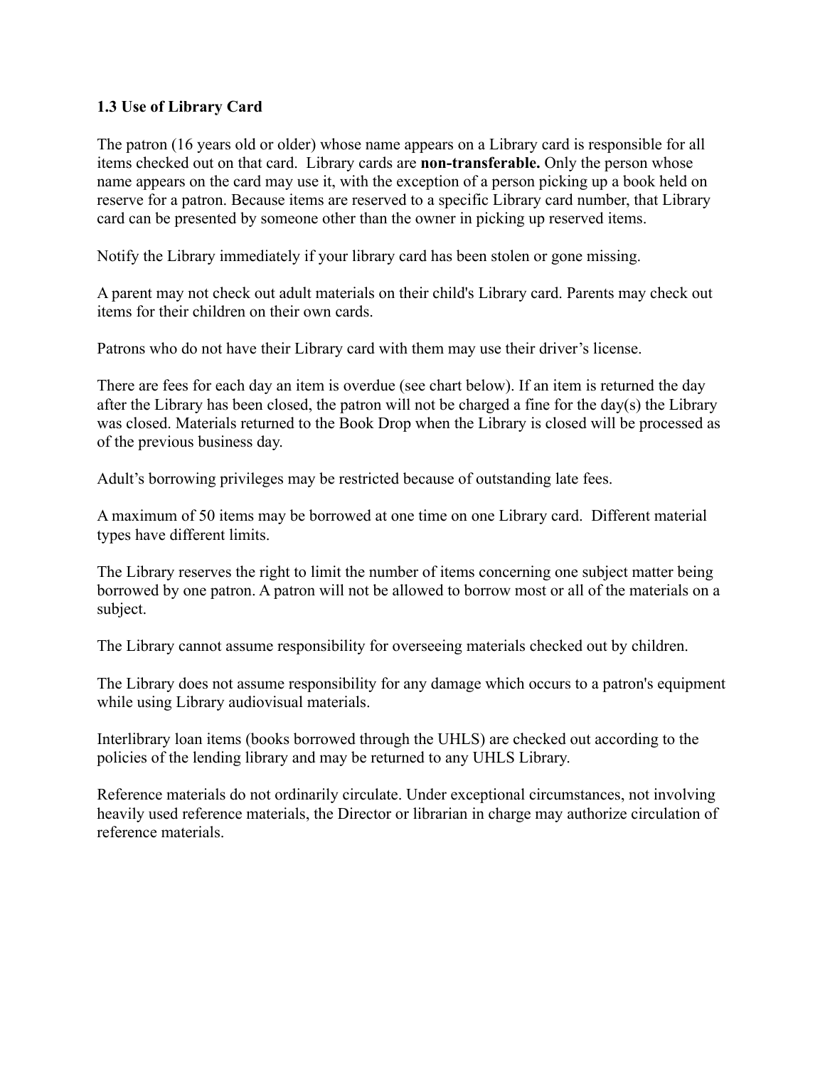### 1.3 Use of Library Card

The patron (16 years old or older) whose name appears on a Library card is responsible for all items checked out on that card. Library cards are **non-transferable.** Only the person whose name appears on the card may use it, with the exception of a person picking up a book held on reserve for a patron. Because items are reserved to a specific Library card number, that Library card can be presented by someone other than the owner in picking up reserved items.

Notify the Library immediately if your library card has been stolen or gone missing.

A parent may not check out adult materials on their child's Library card. Parents may check out items for their children on their own cards.

Patrons who do not have their Library card with them may use their driver's license.

There are fees for each day an item is overdue (see chart below). If an item is returned the day after the Library has been closed, the patron will not be charged a fine for the day(s) the Library was closed. Materials returned to the Book Drop when the Library is closed will be processed as of the previous business day.

Adult's borrowing privileges may be restricted because of outstanding late fees.

A maximum of 50 items may be borrowed at one time on one Library card. Different material types have different limits.

The Library reserves the right to limit the number of items concerning one subject matter being borrowed by one patron. A patron will not be allowed to borrow most or all of the materials on a subject.

The Library cannot assume responsibility for overseeing materials checked out by children.

The Library does not assume responsibility for any damage which occurs to a patron's equipment while using Library audiovisual materials.

Interlibrary loan items (books borrowed through the UHLS) are checked out according to the policies of the lending library and may be returned to any UHLS Library.

Reference materials do not ordinarily circulate. Under exceptional circumstances, not involving heavily used reference materials, the Director or librarian in charge may authorize circulation of reference materials.